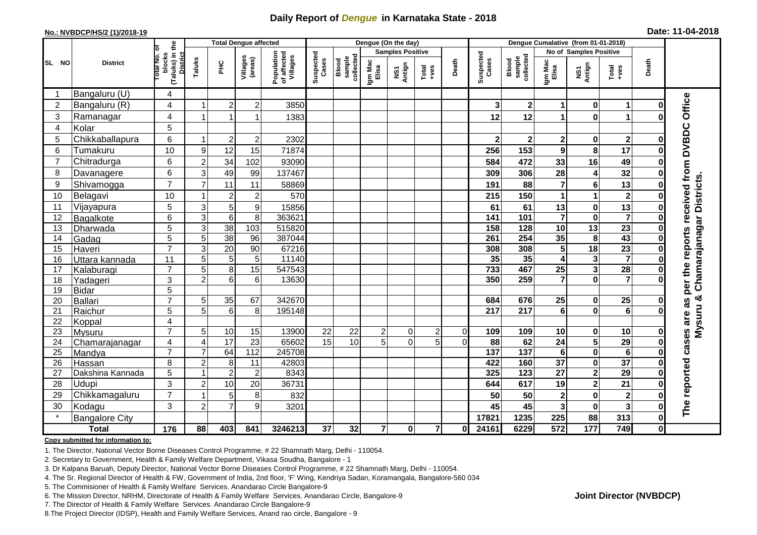# Daily Report of *Dengue* in Karnataka State - 2018

**No.: NVBDCP/HS/2 (1)/2018-19**

**Date: 11-04-2018**

| SL NO | District | Total No. of blocks (Taluks) in the District | Total Dengue affected | | | | Dengue (On the day) | | | | | | Dengue Cumalative (from 01-01-2018) | | | | | | |
|---|---|---|---|---|---|---|---|---|---|---|---|---|---|---|---|---|---|---|---|
| | | | Taluks | PHC | Villages (areas) | Population of affected Villages | Suspected Cases | Blood sample collected | Samples Positive | | | Death | Suspected Cases | Blood sample collected | No of Samples Positive | | | Death | |
| | | | | | | | | | Igm Mac Elisa | NS1 Antign | Total +ves | | | | Igm Mac Elisa | NS1 Antign | Total +ves | | |
| 1 | Bangaluru (U) | 4 | | | | | | | | | | | | | | | | | The reported cases are as per the reports received from DVBDC Office Mysuru & Chamarajanagar Districts. |
| 2 | Bangaluru (R) | 4 | 1 | 2 | 2 | 3850 | | | | | | | 3 | 2 | 1 | 0 | 1 | 0 | |
| 3 | Ramanagar | 4 | 1 | 1 | 1 | 1383 | | | | | | | 12 | 12 | 1 | 0 | 1 | 0 | |
| 4 | Kolar | 5 | | | | | | | | | | | | | | | | | |
| 5 | Chikkaballapura | 6 | 1 | 2 | 2 | 2302 | | | | | | | 2 | 2 | 2 | 0 | 2 | 0 | |
| 6 | Tumakuru | 10 | 9 | 12 | 15 | 71874 | | | | | | | 256 | 153 | 9 | 8 | 17 | 0 | |
| 7 | Chitradurga | 6 | 2 | 34 | 102 | 93090 | | | | | | | 584 | 472 | 33 | 16 | 49 | 0 | |
| 8 | Davanagere | 6 | 3 | 49 | 99 | 137467 | | | | | | | 309 | 306 | 28 | 4 | 32 | 0 | |
| 9 | Shivamogga | 7 | 7 | 11 | 11 | 58869 | | | | | | | 191 | 88 | 7 | 6 | 13 | 0 | |
| 10 | Belagavi | 10 | 1 | 2 | 2 | 570 | | | | | | | 215 | 150 | 1 | 1 | 2 | 0 | |
| 11 | Vijayapura | 5 | 3 | 5 | 9 | 15856 | | | | | | | 61 | 61 | 13 | 0 | 13 | 0 | |
| 12 | Bagalkote | 6 | 3 | 6 | 8 | 363621 | | | | | | | 141 | 101 | 7 | 0 | 7 | 0 | |
| 13 | Dharwada | 5 | 3 | 38 | 103 | 515820 | | | | | | | 158 | 128 | 10 | 13 | 23 | 0 | |
| 14 | Gadag | 5 | 5 | 38 | 96 | 387044 | | | | | | | 261 | 254 | 35 | 8 | 43 | 0 | |
| 15 | Haveri | 7 | 3 | 20 | 90 | 67216 | | | | | | | 308 | 308 | 5 | 18 | 23 | 0 | |
| 16 | Uttara kannada | 11 | 5 | 5 | 5 | 11140 | | | | | | | 35 | 35 | 4 | 3 | 7 | 0 | |
| 17 | Kalaburagi | 7 | 5 | 8 | 15 | 547543 | | | | | | | 733 | 467 | 25 | 3 | 28 | 0 | |
| 18 | Yadageri | 3 | 2 | 6 | 6 | 13630 | | | | | | | 350 | 259 | 7 | 0 | 7 | 0 | |
| 19 | Bidar | 5 | | | | | | | | | | | | | | | | | |
| 20 | Ballari | 7 | 5 | 35 | 67 | 342670 | | | | | | | 684 | 676 | 25 | 0 | 25 | 0 | |
| 21 | Raichur | 5 | 5 | 6 | 8 | 195148 | | | | | | | 217 | 217 | 6 | 0 | 6 | 0 | |
| 22 | Koppal | 4 | | | | | | | | | | | | | | | | | |
| 23 | Mysuru | 7 | 5 | 10 | 15 | 13900 | 22 | 22 | 2 | 0 | 2 | 0 | 109 | 109 | 10 | 0 | 10 | 0 | |
| 24 | Chamarajanagar | 4 | 4 | 17 | 23 | 65602 | 15 | 10 | 5 | 0 | 5 | 0 | 88 | 62 | 24 | 5 | 29 | 0 | |
| 25 | Mandya | 7 | 7 | 64 | 112 | 245708 | | | | | | | 137 | 137 | 6 | 0 | 6 | 0 | |
| 26 | Hassan | 8 | 2 | 8 | 11 | 42803 | | | | | | | 422 | 160 | 37 | 0 | 37 | 0 | |
| 27 | Dakshina Kannada | 5 | 1 | 2 | 2 | 8343 | | | | | | | 325 | 123 | 27 | 2 | 29 | 0 | |
| 28 | Udupi | 3 | 2 | 10 | 20 | 36731 | | | | | | | 644 | 617 | 19 | 2 | 21 | 0 | |
| 29 | Chikkamagaluru | 7 | 1 | 5 | 8 | 832 | | | | | | | 50 | 50 | 2 | 0 | 2 | 0 | |
| 30 | Kodagu | 3 | 2 | 7 | 9 | 3201 | | | | | | | 45 | 45 | 3 | 0 | 3 | 0 | |
| * | Bangalore City | | | | | | | | | | | | 17821 | 1235 | 225 | 88 | 313 | 0 | |
| | **Total** | **176** | **88** | **403** | **841** | **3246213** | **37** | **32** | **7** | **0** | **7** | **0** | **24161** | **6229** | **572** | **177** | **749** | **0** | |

**Copy submitted for information to:**

1. The Director, National Vector Borne Diseases Control Programme, # 22 Shamnath Marg, Delhi - 110054.
2. Secretary to Government, Health & Family Welfare Department, Vikasa Soudha, Bangalore - 1
3. Dr Kalpana Baruah, Deputy Director, National Vector Borne Diseases Control Programme, # 22 Shamnath Marg, Delhi - 110054.
4. The Sr. Regional Director of Health & FW, Government of India, 2nd floor, 'F' Wing, Kendriya Sadan, Koramangala, Bangalore-560 034
5. The Commisioner of Health & Family Welfare Services. Anandarao Circle Bangalore-9
6. The Mission Director, NRHM, Directorate of Health & Family Welfare Services. Anandarao Circle, Bangalore-9
7. The Director of Health & Family Welfare Services. Anandarao Circle Bangalore-9
8. The Project Director (IDSP), Health and Family Welfare Services, Anand rao circle, Bangalore - 9

**Joint Director (NVBDCP)**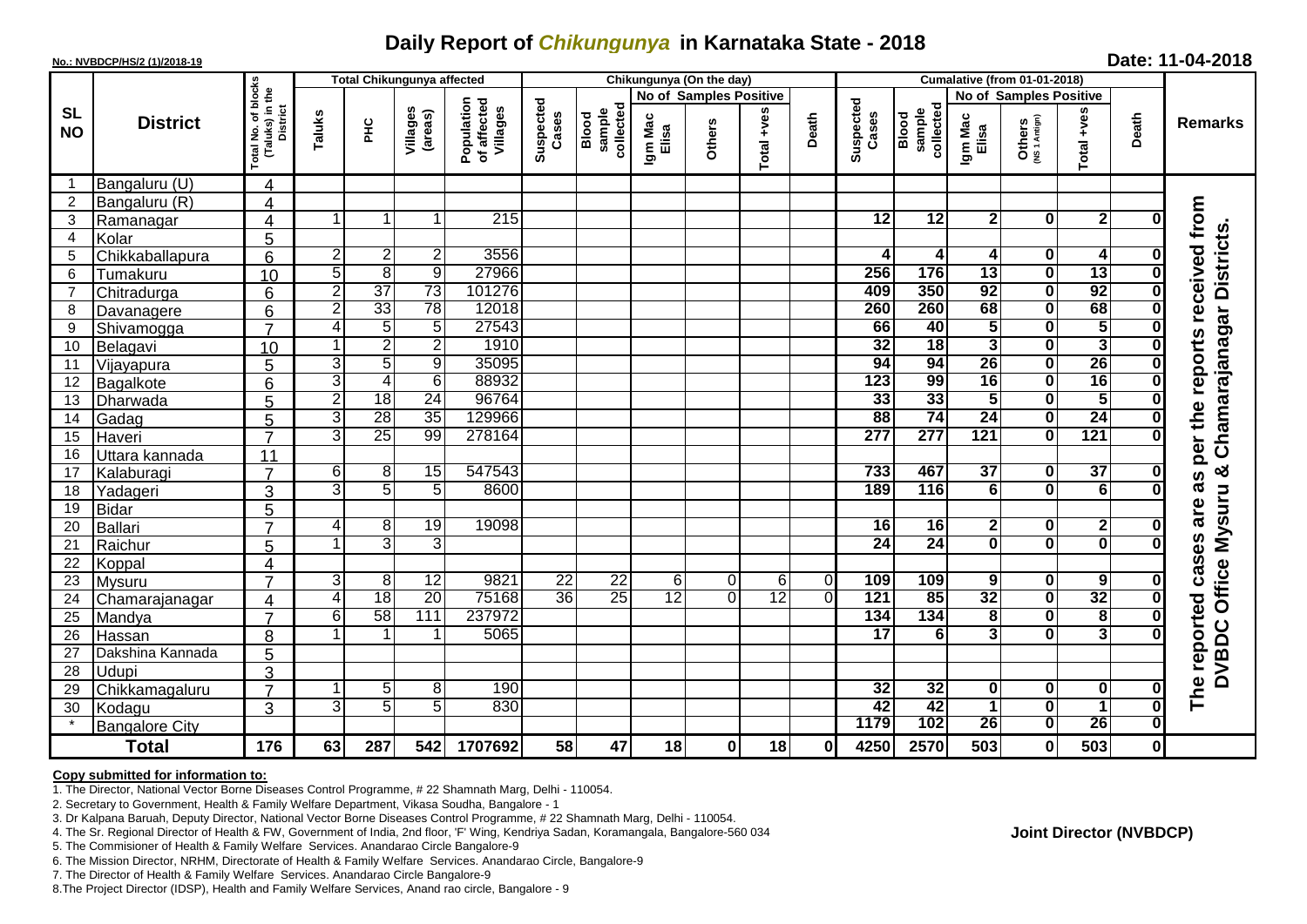# Daily Report of *Chikungunya* in Karnataka State - 2018

**No.: NVBDCP/HS/2 (1)/2018-19**

**Date: 11-04-2018**

| SL NO | District | Total No. of blocks (Taluks) in the District | Total Chikungunya affected | | | | Chikungunya (On the day) | | | | | | | Cumalative (from 01-01-2018) | | | | | | | Remarks |
|---|---|---|---|---|---|---|---|---|---|---|---|---|---|---|---|---|---|---|---|---|---|
| | | | Taluks | PHC | Villages (areas) | Population of affected Villages | Suspected Cases | Blood sample collected | No of Samples Positive | | | Death | Suspected Cases | Blood sample collected | No of Samples Positive | | | Death | |
| | | | | | | | | | Igm Mac Elisa | Others | Total +ves | | | | Igm Mac Elisa | Others (NS 1 Antign) | Total +ves | | |
| 1 | Bangaluru (U) | 4 | | | | | | | | | | | | | | | | | The reported cases are as per the reports received from DVBDC Office Mysuru & Chamarajanagar Districts. |
| 2 | Bangaluru (R) | 4 | | | | | | | | | | | | | | | | | |
| 3 | Ramanagar | 4 | 1 | 1 | 1 | 215 | | | | | | | 12 | 12 | 2 | 0 | 2 | 0 | |
| 4 | Kolar | 5 | | | | | | | | | | | | | | | | | |
| 5 | Chikkaballapura | 6 | 2 | 2 | 2 | 3556 | | | | | | | 4 | 4 | 4 | 0 | 4 | 0 | |
| 6 | Tumakuru | 10 | 5 | 8 | 9 | 27966 | | | | | | | 256 | 176 | 13 | 0 | 13 | 0 | |
| 7 | Chitradurga | 6 | 2 | 37 | 73 | 101276 | | | | | | | 409 | 350 | 92 | 0 | 92 | 0 | |
| 8 | Davanagere | 6 | 2 | 33 | 78 | 12018 | | | | | | | 260 | 260 | 68 | 0 | 68 | 0 | |
| 9 | Shivamogga | 7 | 4 | 5 | 5 | 27543 | | | | | | | 66 | 40 | 5 | 0 | 5 | 0 | |
| 10 | Belagavi | 10 | 1 | 2 | 2 | 1910 | | | | | | | 32 | 18 | 3 | 0 | 3 | 0 | |
| 11 | Vijayapura | 5 | 3 | 5 | 9 | 35095 | | | | | | | 94 | 94 | 26 | 0 | 26 | 0 | |
| 12 | Bagalkote | 6 | 3 | 4 | 6 | 88932 | | | | | | | 123 | 99 | 16 | 0 | 16 | 0 | |
| 13 | Dharwada | 5 | 2 | 18 | 24 | 96764 | | | | | | | 33 | 33 | 5 | 0 | 5 | 0 | |
| 14 | Gadag | 5 | 3 | 28 | 35 | 129966 | | | | | | | 88 | 74 | 24 | 0 | 24 | 0 | |
| 15 | Haveri | 7 | 3 | 25 | 99 | 278164 | | | | | | | 277 | 277 | 121 | 0 | 121 | 0 | |
| 16 | Uttara kannada | 11 | | | | | | | | | | | | | | | | | |
| 17 | Kalaburagi | 7 | 6 | 8 | 15 | 547543 | | | | | | | 733 | 467 | 37 | 0 | 37 | 0 | |
| 18 | Yadageri | 3 | 3 | 5 | 5 | 8600 | | | | | | | 189 | 116 | 6 | 0 | 6 | 0 | |
| 19 | Bidar | 5 | | | | | | | | | | | | | | | | | |
| 20 | Ballari | 7 | 4 | 8 | 19 | 19098 | | | | | | | 16 | 16 | 2 | 0 | 2 | 0 | |
| 21 | Raichur | 5 | 1 | 3 | 3 | | | | | | | | 24 | 24 | 0 | 0 | 0 | 0 | |
| 22 | Koppal | 4 | | | | | | | | | | | | | | | | | |
| 23 | Mysuru | 7 | 3 | 8 | 12 | 9821 | 22 | 22 | 6 | 0 | 6 | 0 | 109 | 109 | 9 | 0 | 9 | 0 | |
| 24 | Chamarajanagar | 4 | 4 | 18 | 20 | 75168 | 36 | 25 | 12 | 0 | 12 | 0 | 121 | 85 | 32 | 0 | 32 | 0 | |
| 25 | Mandya | 7 | 6 | 58 | 111 | 237972 | | | | | | | 134 | 134 | 8 | 0 | 8 | 0 | |
| 26 | Hassan | 8 | 1 | 1 | 1 | 5065 | | | | | | | 17 | 6 | 3 | 0 | 3 | 0 | |
| 27 | Dakshina Kannada | 5 | | | | | | | | | | | | | | | | | |
| 28 | Udupi | 3 | | | | | | | | | | | | | | | | | |
| 29 | Chikkamagaluru | 7 | 1 | 5 | 8 | 190 | | | | | | | 32 | 32 | 0 | 0 | 0 | 0 | |
| 30 | Kodagu | 3 | 3 | 5 | 5 | 830 | | | | | | | 42 | 42 | 1 | 0 | 1 | 0 | |
| * | Bangalore City | | | | | | | | | | | | 1179 | 102 | 26 | 0 | 26 | 0 | |
| **Total** | | **176** | **63** | **287** | **542** | **1707692** | **58** | **47** | **18** | **0** | **18** | **0** | **4250** | **2570** | **503** | **0** | **503** | **0** | |

**Copy submitted for information to:**

1. The Director, National Vector Borne Diseases Control Programme, # 22 Shamnath Marg, Delhi - 110054.
2. Secretary to Government, Health & Family Welfare Department, Vikasa Soudha, Bangalore - 1
3. Dr Kalpana Baruah, Deputy Director, National Vector Borne Diseases Control Programme, # 22 Shamnath Marg, Delhi - 110054.
4. The Sr. Regional Director of Health & FW, Government of India, 2nd floor, 'F' Wing, Kendriya Sadan, Koramangala, Bangalore-560 034
5. The Commisioner of Health & Family Welfare Services. Anandarao Circle Bangalore-9
6. The Mission Director, NRHM, Directorate of Health & Family Welfare Services. Anandarao Circle, Bangalore-9
7. The Director of Health & Family Welfare Services. Anandarao Circle Bangalore-9
8. The Project Director (IDSP), Health and Family Welfare Services, Anand rao circle, Bangalore - 9

**Joint Director (NVBDCP)**